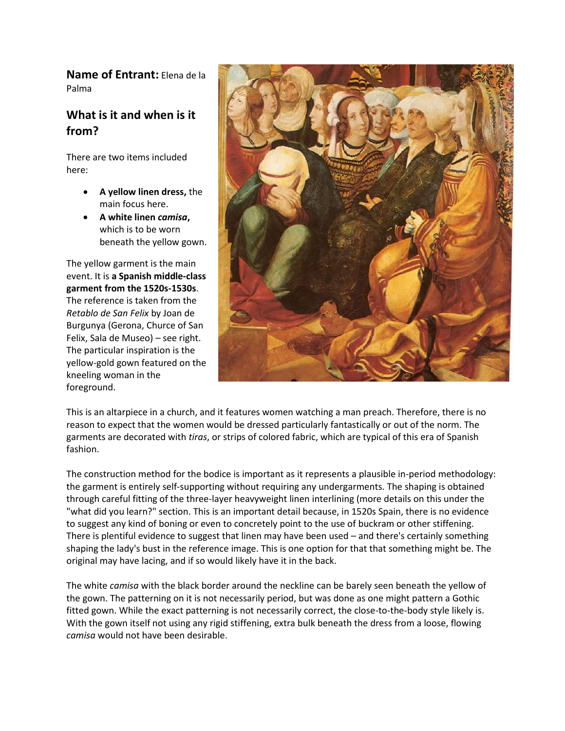**Name of Entrant:** Elena de la Palma

## What is it and when is it from?

There are two items included here:

- **A yellow linen dress,** the main focus here.
- **A white linen *camisa*,** which is to be worn beneath the yellow gown.

The yellow garment is the main event. It is **a Spanish middle-class garment from the 1520s-1530s**. The reference is taken from the *Retablo de San Felix* by Joan de Burgunya (Gerona, Churce of San Felix, Sala de Museo) – see right. The particular inspiration is the yellow-gold gown featured on the kneeling woman in the foreground.

This is an altarpiece in a church, and it features women watching a man preach. Therefore, there is no reason to expect that the women would be dressed particularly fantastically or out of the norm. The garments are decorated with *tiras*, or strips of colored fabric, which are typical of this era of Spanish fashion.

The construction method for the bodice is important as it represents a plausible in-period methodology: the garment is entirely self-supporting without requiring any undergarments. The shaping is obtained through careful fitting of the three-layer heavyweight linen interlining (more details on this under the "what did you learn?" section. This is an important detail because, in 1520s Spain, there is no evidence to suggest any kind of boning or even to concretely point to the use of buckram or other stiffening. There is plentiful evidence to suggest that linen may have been used – and there's certainly something shaping the lady's bust in the reference image. This is one option for that that something might be. The original may have lacing, and if so would likely have it in the back.

The white *camisa* with the black border around the neckline can be barely seen beneath the yellow of the gown. The patterning on it is not necessarily period, but was done as one might pattern a Gothic fitted gown. While the exact patterning is not necessarily correct, the close-to-the-body style likely is. With the gown itself not using any rigid stiffening, extra bulk beneath the dress from a loose, flowing *camisa* would not have been desirable.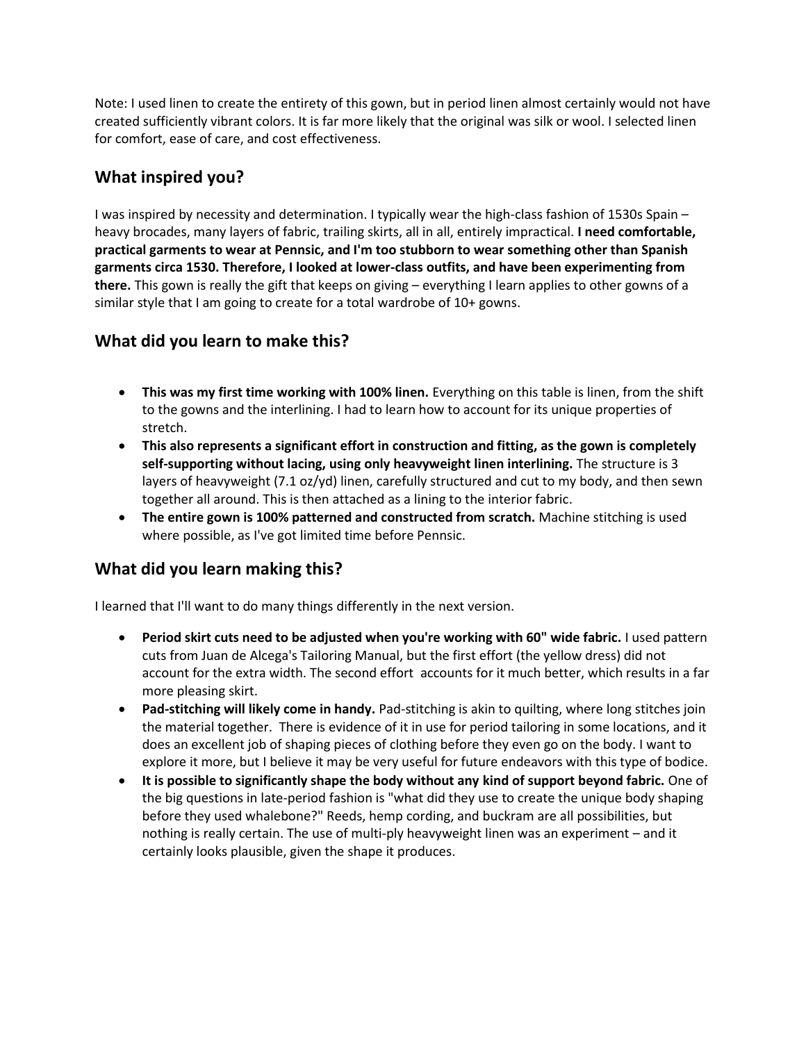Note: I used linen to create the entirety of this gown, but in period linen almost certainly would not have created sufficiently vibrant colors. It is far more likely that the original was silk or wool. I selected linen for comfort, ease of care, and cost effectiveness.

## What inspired you?

I was inspired by necessity and determination. I typically wear the high-class fashion of 1530s Spain – heavy brocades, many layers of fabric, trailing skirts, all in all, entirely impractical. **I need comfortable, practical garments to wear at Pennsic, and I'm too stubborn to wear something other than Spanish garments circa 1530. Therefore, I looked at lower-class outfits, and have been experimenting from there.** This gown is really the gift that keeps on giving – everything I learn applies to other gowns of a similar style that I am going to create for a total wardrobe of 10+ gowns.

## What did you learn to make this?

- **This was my first time working with 100% linen.** Everything on this table is linen, from the shift to the gowns and the interlining. I had to learn how to account for its unique properties of stretch.
- **This also represents a significant effort in construction and fitting, as the gown is completely self-supporting without lacing, using only heavyweight linen interlining.** The structure is 3 layers of heavyweight (7.1 oz/yd) linen, carefully structured and cut to my body, and then sewn together all around. This is then attached as a lining to the interior fabric.
- **The entire gown is 100% patterned and constructed from scratch.** Machine stitching is used where possible, as I've got limited time before Pennsic.

## What did you learn making this?

I learned that I'll want to do many things differently in the next version.

- **Period skirt cuts need to be adjusted when you're working with 60" wide fabric.** I used pattern cuts from Juan de Alcega's Tailoring Manual, but the first effort (the yellow dress) did not account for the extra width. The second effort accounts for it much better, which results in a far more pleasing skirt.
- **Pad-stitching will likely come in handy.** Pad-stitching is akin to quilting, where long stitches join the material together. There is evidence of it in use for period tailoring in some locations, and it does an excellent job of shaping pieces of clothing before they even go on the body. I want to explore it more, but I believe it may be very useful for future endeavors with this type of bodice.
- **It is possible to significantly shape the body without any kind of support beyond fabric.** One of the big questions in late-period fashion is "what did they use to create the unique body shaping before they used whalebone?" Reeds, hemp cording, and buckram are all possibilities, but nothing is really certain. The use of multi-ply heavyweight linen was an experiment – and it certainly looks plausible, given the shape it produces.